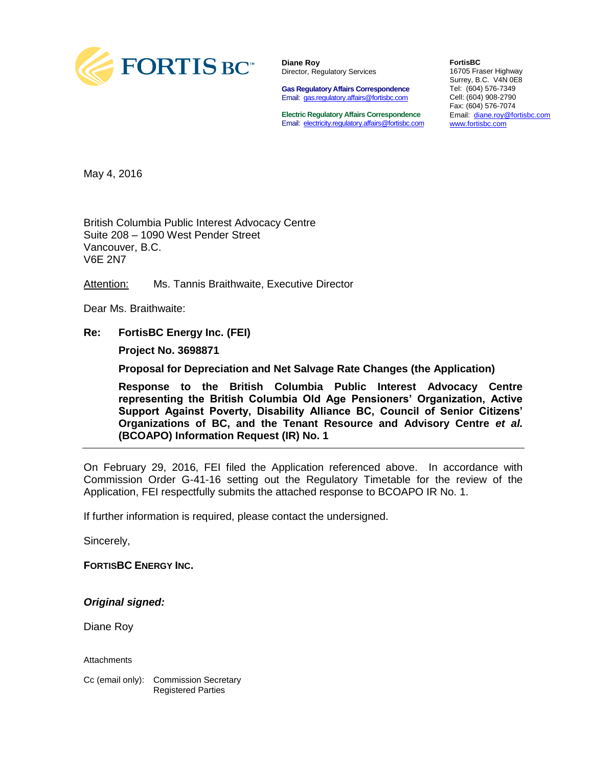FORTIS BC™

**Diane Roy**
Director, Regulatory Services

**Gas Regulatory Affairs Correspondence**
Email: gas.regulatory.affairs@fortisbc.com

**Electric Regulatory Affairs Correspondence**
Email: electricity.regulatory.affairs@fortisbc.com

**FortisBC**
16705 Fraser Highway
Surrey, B.C. V4N 0E8
Tel: (604) 576-7349
Cell: (604) 908-2790
Fax: (604) 576-7074
Email: diane.roy@fortisbc.com
www.fortisbc.com

May 4, 2016

British Columbia Public Interest Advocacy Centre
Suite 208 – 1090 West Pender Street
Vancouver, B.C.
V6E 2N7

Attention: Ms. Tannis Braithwaite, Executive Director

Dear Ms. Braithwaite:

**Re: FortisBC Energy Inc. (FEI)**

**Project No. 3698871**

**Proposal for Depreciation and Net Salvage Rate Changes (the Application)**

**Response to the British Columbia Public Interest Advocacy Centre representing the British Columbia Old Age Pensioners' Organization, Active Support Against Poverty, Disability Alliance BC, Council of Senior Citizens' Organizations of BC, and the Tenant Resource and Advisory Centre *et al.* (BCOAPO) Information Request (IR) No. 1**

On February 29, 2016, FEI filed the Application referenced above. In accordance with Commission Order G-41-16 setting out the Regulatory Timetable for the review of the Application, FEI respectfully submits the attached response to BCOAPO IR No. 1.

If further information is required, please contact the undersigned.

Sincerely,

**FORTISBC ENERGY INC.**

***Original signed:***

Diane Roy

Attachments

Cc (email only): Commission Secretary
Registered Parties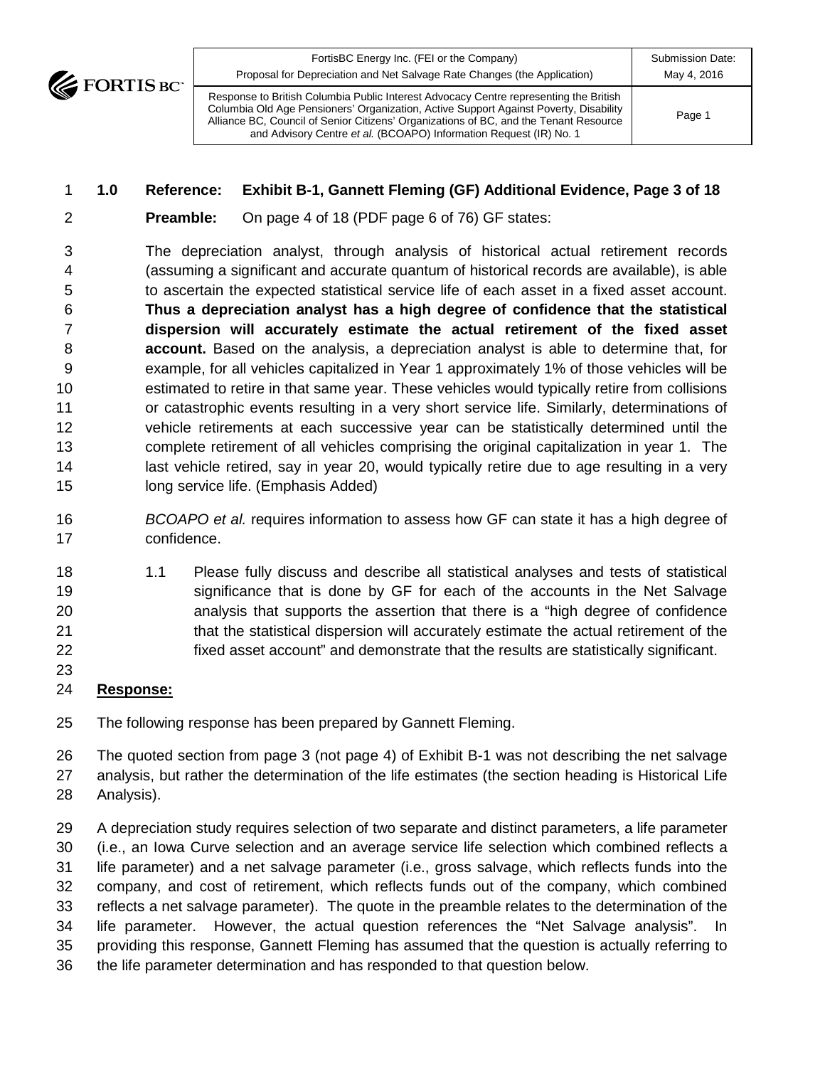**1.0 Reference: Exhibit B-1, Gannett Fleming (GF) Additional Evidence, Page 3 of 18**

**Preamble:** On page 4 of 18 (PDF page 6 of 76) GF states:

The depreciation analyst, through analysis of historical actual retirement records (assuming a significant and accurate quantum of historical records are available), is able to ascertain the expected statistical service life of each asset in a fixed asset account. **Thus a depreciation analyst has a high degree of confidence that the statistical dispersion will accurately estimate the actual retirement of the fixed asset account.** Based on the analysis, a depreciation analyst is able to determine that, for example, for all vehicles capitalized in Year 1 approximately 1% of those vehicles will be estimated to retire in that same year. These vehicles would typically retire from collisions or catastrophic events resulting in a very short service life. Similarly, determinations of vehicle retirements at each successive year can be statistically determined until the complete retirement of all vehicles comprising the original capitalization in year 1. The last vehicle retired, say in year 20, would typically retire due to age resulting in a very long service life. (Emphasis Added)

*BCOAPO et al.* requires information to assess how GF can state it has a high degree of confidence.

1.1 Please fully discuss and describe all statistical analyses and tests of statistical significance that is done by GF for each of the accounts in the Net Salvage analysis that supports the assertion that there is a "high degree of confidence that the statistical dispersion will accurately estimate the actual retirement of the fixed asset account" and demonstrate that the results are statistically significant.

**Response:**

The following response has been prepared by Gannett Fleming.

The quoted section from page 3 (not page 4) of Exhibit B-1 was not describing the net salvage analysis, but rather the determination of the life estimates (the section heading is Historical Life Analysis).

A depreciation study requires selection of two separate and distinct parameters, a life parameter (i.e., an Iowa Curve selection and an average service life selection which combined reflects a life parameter) and a net salvage parameter (i.e., gross salvage, which reflects funds into the company, and cost of retirement, which reflects funds out of the company, which combined reflects a net salvage parameter). The quote in the preamble relates to the determination of the life parameter. However, the actual question references the "Net Salvage analysis". In providing this response, Gannett Fleming has assumed that the question is actually referring to the life parameter determination and has responded to that question below.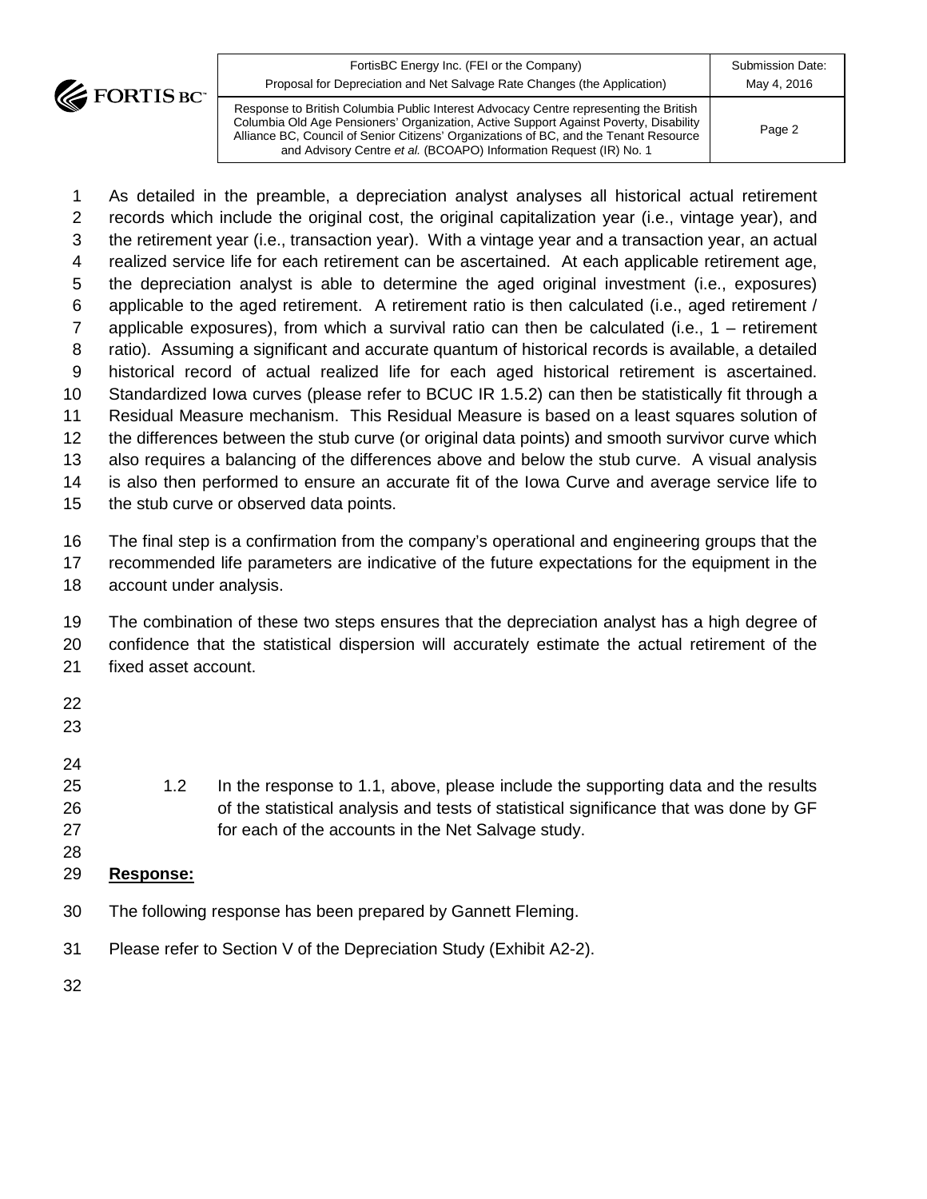As detailed in the preamble, a depreciation analyst analyses all historical actual retirement records which include the original cost, the original capitalization year (i.e., vintage year), and the retirement year (i.e., transaction year). With a vintage year and a transaction year, an actual realized service life for each retirement can be ascertained. At each applicable retirement age, the depreciation analyst is able to determine the aged original investment (i.e., exposures) applicable to the aged retirement. A retirement ratio is then calculated (i.e., aged retirement / applicable exposures), from which a survival ratio can then be calculated (i.e., 1 – retirement ratio). Assuming a significant and accurate quantum of historical records is available, a detailed historical record of actual realized life for each aged historical retirement is ascertained. Standardized Iowa curves (please refer to BCUC IR 1.5.2) can then be statistically fit through a Residual Measure mechanism. This Residual Measure is based on a least squares solution of the differences between the stub curve (or original data points) and smooth survivor curve which also requires a balancing of the differences above and below the stub curve. A visual analysis is also then performed to ensure an accurate fit of the Iowa Curve and average service life to the stub curve or observed data points.

The final step is a confirmation from the company's operational and engineering groups that the recommended life parameters are indicative of the future expectations for the equipment in the account under analysis.

The combination of these two steps ensures that the depreciation analyst has a high degree of confidence that the statistical dispersion will accurately estimate the actual retirement of the fixed asset account.

1.2 In the response to 1.1, above, please include the supporting data and the results of the statistical analysis and tests of statistical significance that was done by GF for each of the accounts in the Net Salvage study.

**Response:**

The following response has been prepared by Gannett Fleming.

Please refer to Section V of the Depreciation Study (Exhibit A2-2).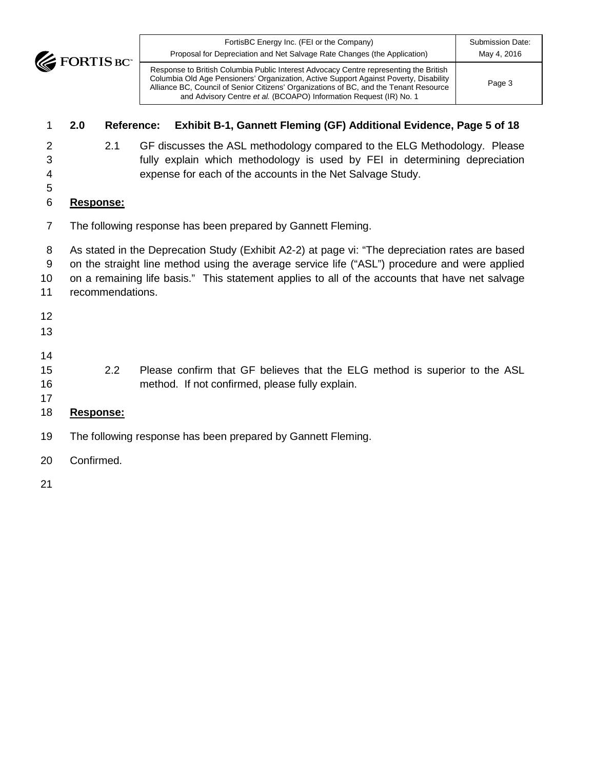**2.0 Reference: Exhibit B-1, Gannett Fleming (GF) Additional Evidence, Page 5 of 18**

2.1 GF discusses the ASL methodology compared to the ELG Methodology. Please fully explain which methodology is used by FEI in determining depreciation expense for each of the accounts in the Net Salvage Study.

**Response:**

The following response has been prepared by Gannett Fleming.

As stated in the Deprecation Study (Exhibit A2-2) at page vi: "The depreciation rates are based on the straight line method using the average service life ("ASL") procedure and were applied on a remaining life basis." This statement applies to all of the accounts that have net salvage recommendations.

2.2 Please confirm that GF believes that the ELG method is superior to the ASL method. If not confirmed, please fully explain.

**Response:**

The following response has been prepared by Gannett Fleming.

Confirmed.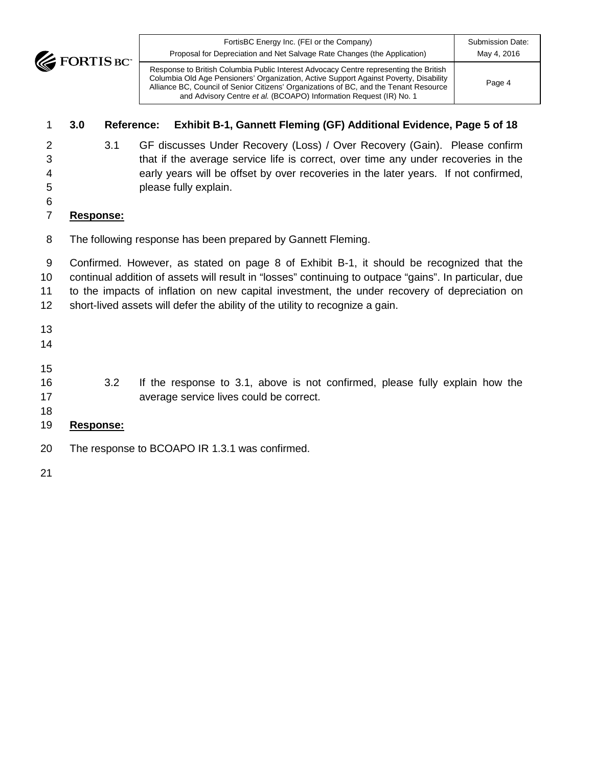## 3.0 Reference: Exhibit B-1, Gannett Fleming (GF) Additional Evidence, Page 5 of 18

3.1 GF discusses Under Recovery (Loss) / Over Recovery (Gain). Please confirm that if the average service life is correct, over time any under recoveries in the early years will be offset by over recoveries in the later years. If not confirmed, please fully explain.

**Response:**

The following response has been prepared by Gannett Fleming.

Confirmed. However, as stated on page 8 of Exhibit B-1, it should be recognized that the continual addition of assets will result in "losses" continuing to outpace "gains". In particular, due to the impacts of inflation on new capital investment, the under recovery of depreciation on short-lived assets will defer the ability of the utility to recognize a gain.

3.2 If the response to 3.1, above is not confirmed, please fully explain how the average service lives could be correct.

**Response:**

The response to BCOAPO IR 1.3.1 was confirmed.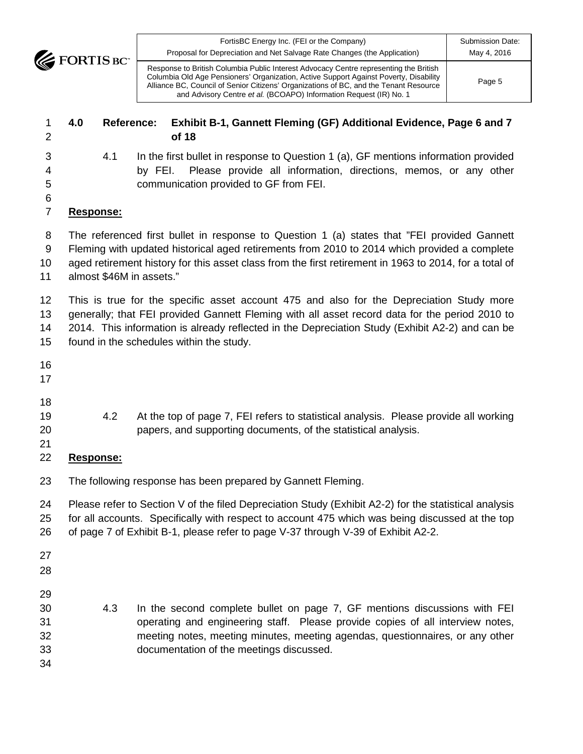**4.0 Reference: Exhibit B-1, Gannett Fleming (GF) Additional Evidence, Page 6 and 7 of 18**

4.1 In the first bullet in response to Question 1 (a), GF mentions information provided by FEI. Please provide all information, directions, memos, or any other communication provided to GF from FEI.

**Response:**

The referenced first bullet in response to Question 1 (a) states that "FEI provided Gannett Fleming with updated historical aged retirements from 2010 to 2014 which provided a complete aged retirement history for this asset class from the first retirement in 1963 to 2014, for a total of almost $46M in assets."

This is true for the specific asset account 475 and also for the Depreciation Study more generally; that FEI provided Gannett Fleming with all asset record data for the period 2010 to 2014. This information is already reflected in the Depreciation Study (Exhibit A2-2) and can be found in the schedules within the study.

4.2 At the top of page 7, FEI refers to statistical analysis. Please provide all working papers, and supporting documents, of the statistical analysis.

**Response:**

The following response has been prepared by Gannett Fleming.

Please refer to Section V of the filed Depreciation Study (Exhibit A2-2) for the statistical analysis for all accounts. Specifically with respect to account 475 which was being discussed at the top of page 7 of Exhibit B-1, please refer to page V-37 through V-39 of Exhibit A2-2.

4.3 In the second complete bullet on page 7, GF mentions discussions with FEI operating and engineering staff. Please provide copies of all interview notes, meeting notes, meeting minutes, meeting agendas, questionnaires, or any other documentation of the meetings discussed.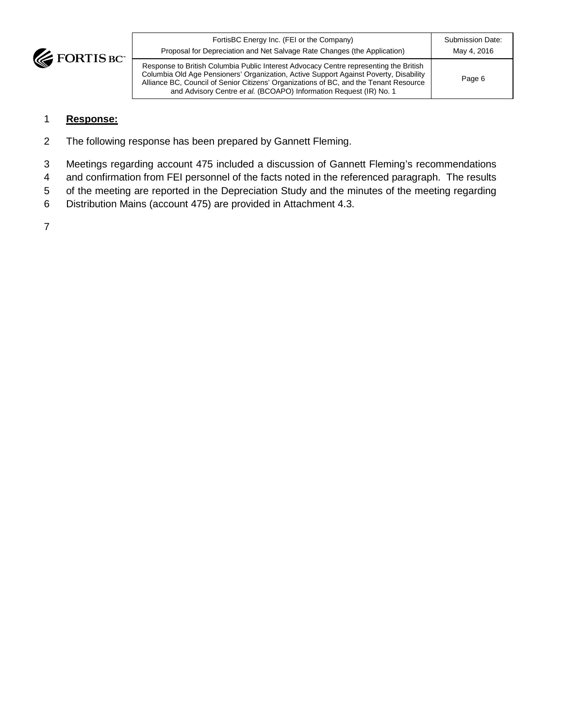**Response:**

The following response has been prepared by Gannett Fleming.

Meetings regarding account 475 included a discussion of Gannett Fleming's recommendations and confirmation from FEI personnel of the facts noted in the referenced paragraph. The results of the meeting are reported in the Depreciation Study and the minutes of the meeting regarding Distribution Mains (account 475) are provided in Attachment 4.3.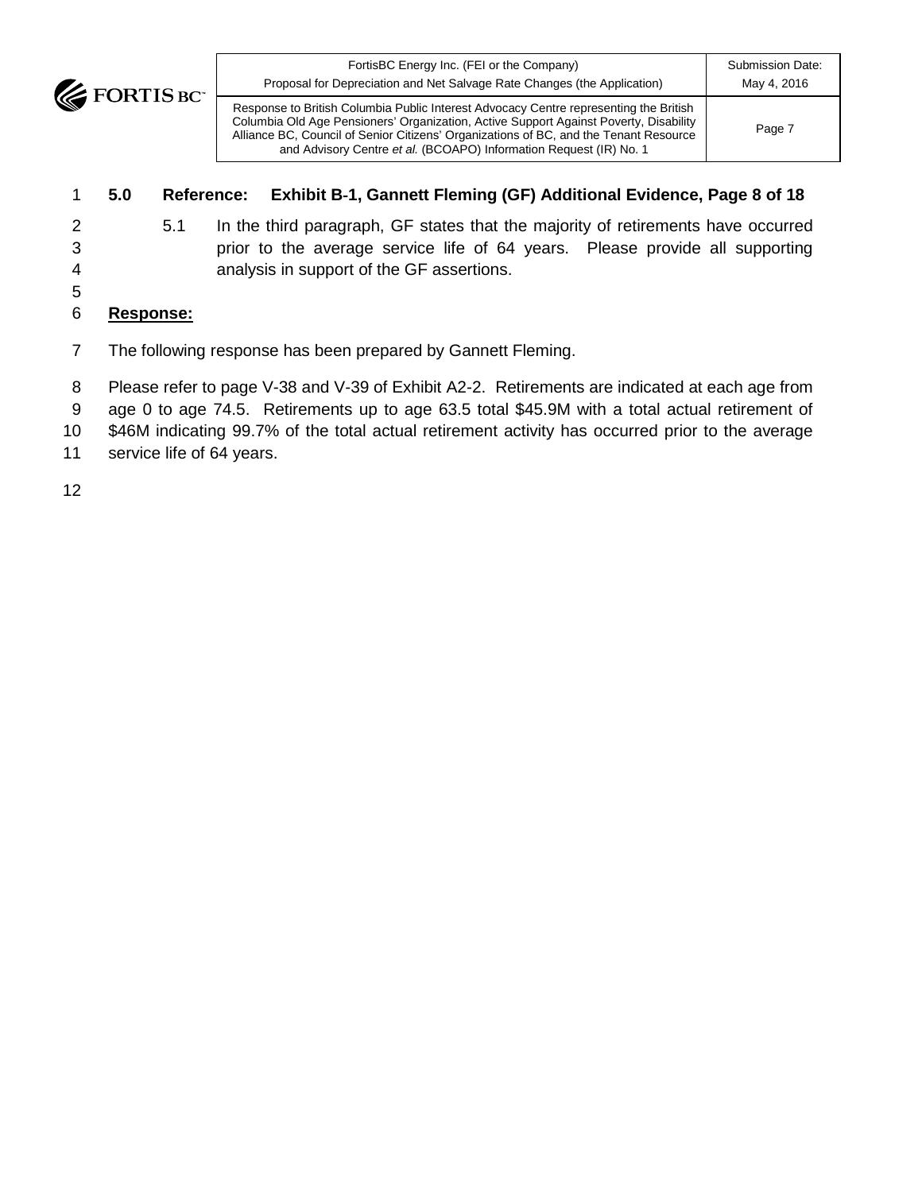**5.0 Reference: Exhibit B-1, Gannett Fleming (GF) Additional Evidence, Page 8 of 18**

5.1 In the third paragraph, GF states that the majority of retirements have occurred prior to the average service life of 64 years. Please provide all supporting analysis in support of the GF assertions.

**Response:**

The following response has been prepared by Gannett Fleming.

Please refer to page V-38 and V-39 of Exhibit A2-2. Retirements are indicated at each age from age 0 to age 74.5. Retirements up to age 63.5 total $45.9M with a total actual retirement of $46M indicating 99.7% of the total actual retirement activity has occurred prior to the average service life of 64 years.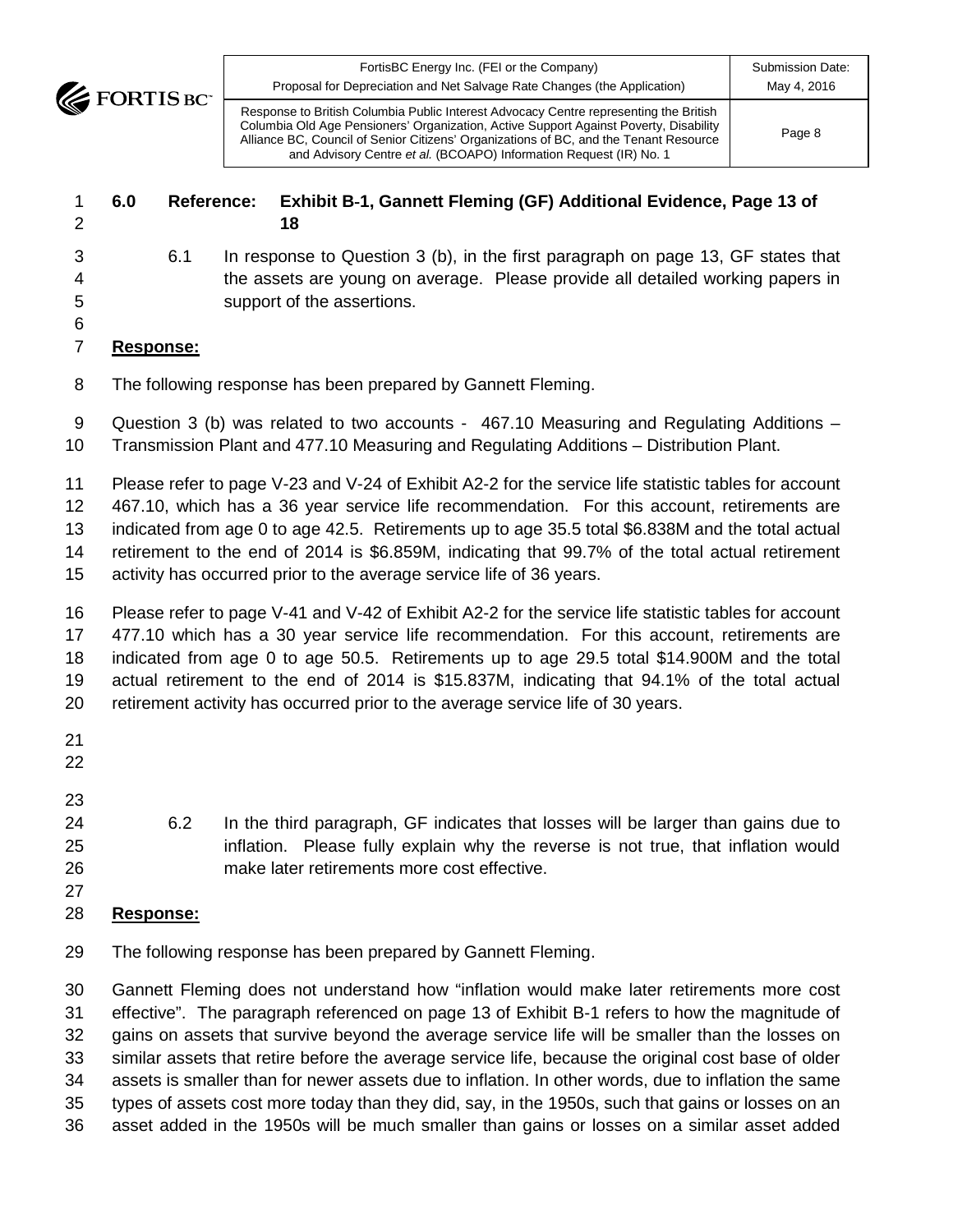## 6.0 Reference: Exhibit B-1, Gannett Fleming (GF) Additional Evidence, Page 13 of 18

6.1 In response to Question 3 (b), in the first paragraph on page 13, GF states that the assets are young on average. Please provide all detailed working papers in support of the assertions.

**Response:**

The following response has been prepared by Gannett Fleming.

Question 3 (b) was related to two accounts - 467.10 Measuring and Regulating Additions – Transmission Plant and 477.10 Measuring and Regulating Additions – Distribution Plant.

Please refer to page V-23 and V-24 of Exhibit A2-2 for the service life statistic tables for account 467.10, which has a 36 year service life recommendation. For this account, retirements are indicated from age 0 to age 42.5. Retirements up to age 35.5 total $6.838M and the total actual retirement to the end of 2014 is $6.859M, indicating that 99.7% of the total actual retirement activity has occurred prior to the average service life of 36 years.

Please refer to page V-41 and V-42 of Exhibit A2-2 for the service life statistic tables for account 477.10 which has a 30 year service life recommendation. For this account, retirements are indicated from age 0 to age 50.5. Retirements up to age 29.5 total $14.900M and the total actual retirement to the end of 2014 is $15.837M, indicating that 94.1% of the total actual retirement activity has occurred prior to the average service life of 30 years.

6.2 In the third paragraph, GF indicates that losses will be larger than gains due to inflation. Please fully explain why the reverse is not true, that inflation would make later retirements more cost effective.

**Response:**

The following response has been prepared by Gannett Fleming.

Gannett Fleming does not understand how "inflation would make later retirements more cost effective". The paragraph referenced on page 13 of Exhibit B-1 refers to how the magnitude of gains on assets that survive beyond the average service life will be smaller than the losses on similar assets that retire before the average service life, because the original cost base of older assets is smaller than for newer assets due to inflation. In other words, due to inflation the same types of assets cost more today than they did, say, in the 1950s, such that gains or losses on an asset added in the 1950s will be much smaller than gains or losses on a similar asset added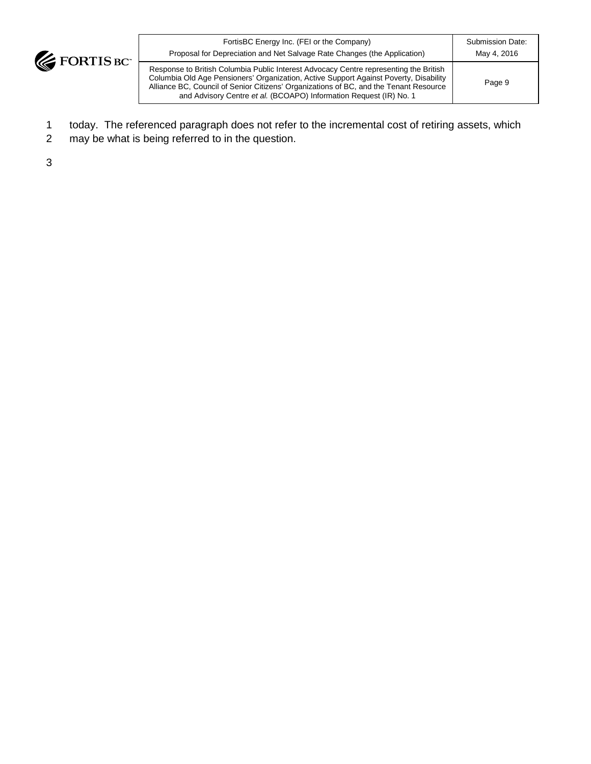today. The referenced paragraph does not refer to the incremental cost of retiring assets, which may be what is being referred to in the question.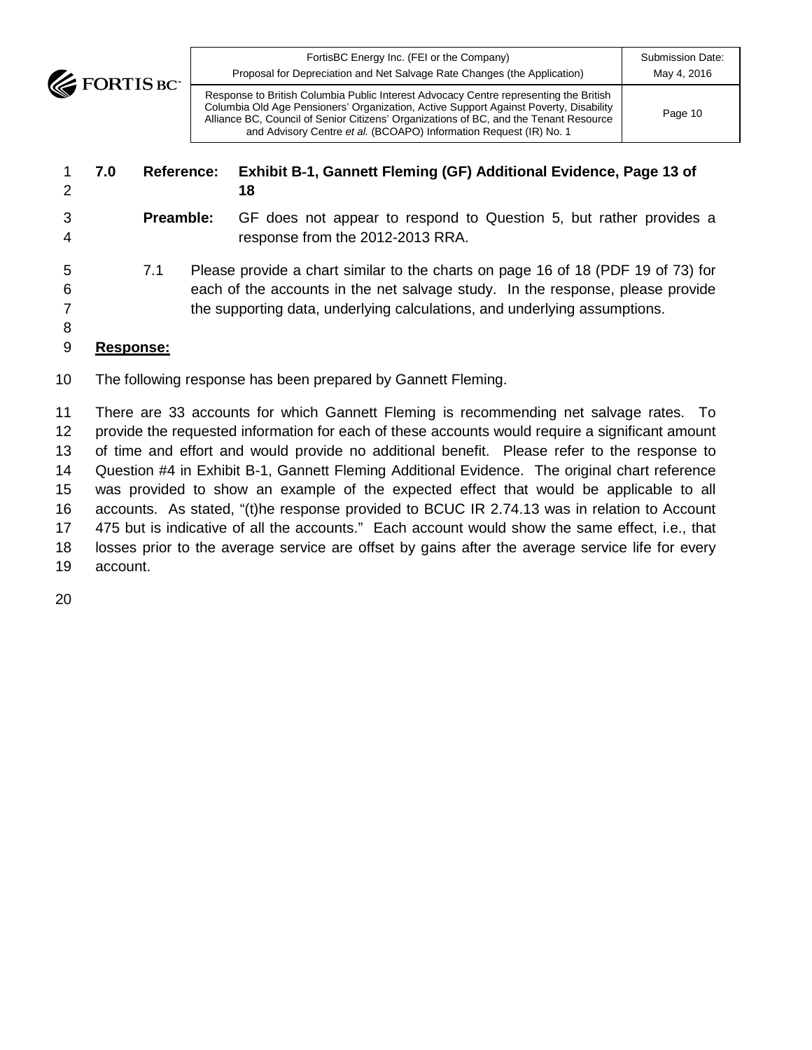**7.0 Reference: Exhibit B-1, Gannett Fleming (GF) Additional Evidence, Page 13 of 18**

**Preamble:** GF does not appear to respond to Question 5, but rather provides a response from the 2012-2013 RRA.

7.1 Please provide a chart similar to the charts on page 16 of 18 (PDF 19 of 73) for each of the accounts in the net salvage study. In the response, please provide the supporting data, underlying calculations, and underlying assumptions.

**Response:**

The following response has been prepared by Gannett Fleming.

There are 33 accounts for which Gannett Fleming is recommending net salvage rates. To provide the requested information for each of these accounts would require a significant amount of time and effort and would provide no additional benefit. Please refer to the response to Question #4 in Exhibit B-1, Gannett Fleming Additional Evidence. The original chart reference was provided to show an example of the expected effect that would be applicable to all accounts. As stated, "(t)he response provided to BCUC IR 2.74.13 was in relation to Account 475 but is indicative of all the accounts." Each account would show the same effect, i.e., that losses prior to the average service are offset by gains after the average service life for every account.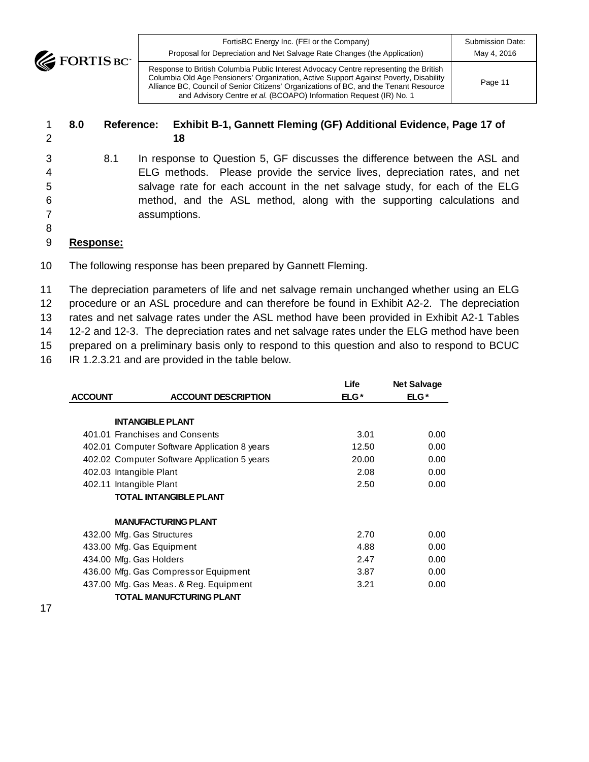**8.0 Reference: Exhibit B-1, Gannett Fleming (GF) Additional Evidence, Page 17 of 18**

8.1 In response to Question 5, GF discusses the difference between the ASL and ELG methods. Please provide the service lives, depreciation rates, and net salvage rate for each account in the net salvage study, for each of the ELG method, and the ASL method, along with the supporting calculations and assumptions.

**Response:**

The following response has been prepared by Gannett Fleming.

The depreciation parameters of life and net salvage remain unchanged whether using an ELG procedure or an ASL procedure and can therefore be found in Exhibit A2-2. The depreciation rates and net salvage rates under the ASL method have been provided in Exhibit A2-1 Tables 12-2 and 12-3. The depreciation rates and net salvage rates under the ELG method have been prepared on a preliminary basis only to respond to this question and also to respond to BCUC IR 1.2.3.21 and are provided in the table below.

| ACCOUNT | ACCOUNT DESCRIPTION | Life ELG* | Net Salvage ELG* |
|---|---|---|---|
| | **INTANGIBLE PLANT** | | |
| 401.01 | Franchises and Consents | 3.01 | 0.00 |
| 402.01 | Computer Software Application 8 years | 12.50 | 0.00 |
| 402.02 | Computer Software Application 5 years | 20.00 | 0.00 |
| 402.03 | Intangible Plant | 2.08 | 0.00 |
| 402.11 | Intangible Plant | 2.50 | 0.00 |
| | **TOTAL INTANGIBLE PLANT** | | |
| | **MANUFACTURING PLANT** | | |
| 432.00 | Mfg. Gas Structures | 2.70 | 0.00 |
| 433.00 | Mfg. Gas Equipment | 4.88 | 0.00 |
| 434.00 | Mfg. Gas Holders | 2.47 | 0.00 |
| 436.00 | Mfg. Gas Compressor Equipment | 3.87 | 0.00 |
| 437.00 | Mfg. Gas Meas. & Reg. Equipment | 3.21 | 0.00 |
| | **TOTAL MANUFCTURING PLANT** | | |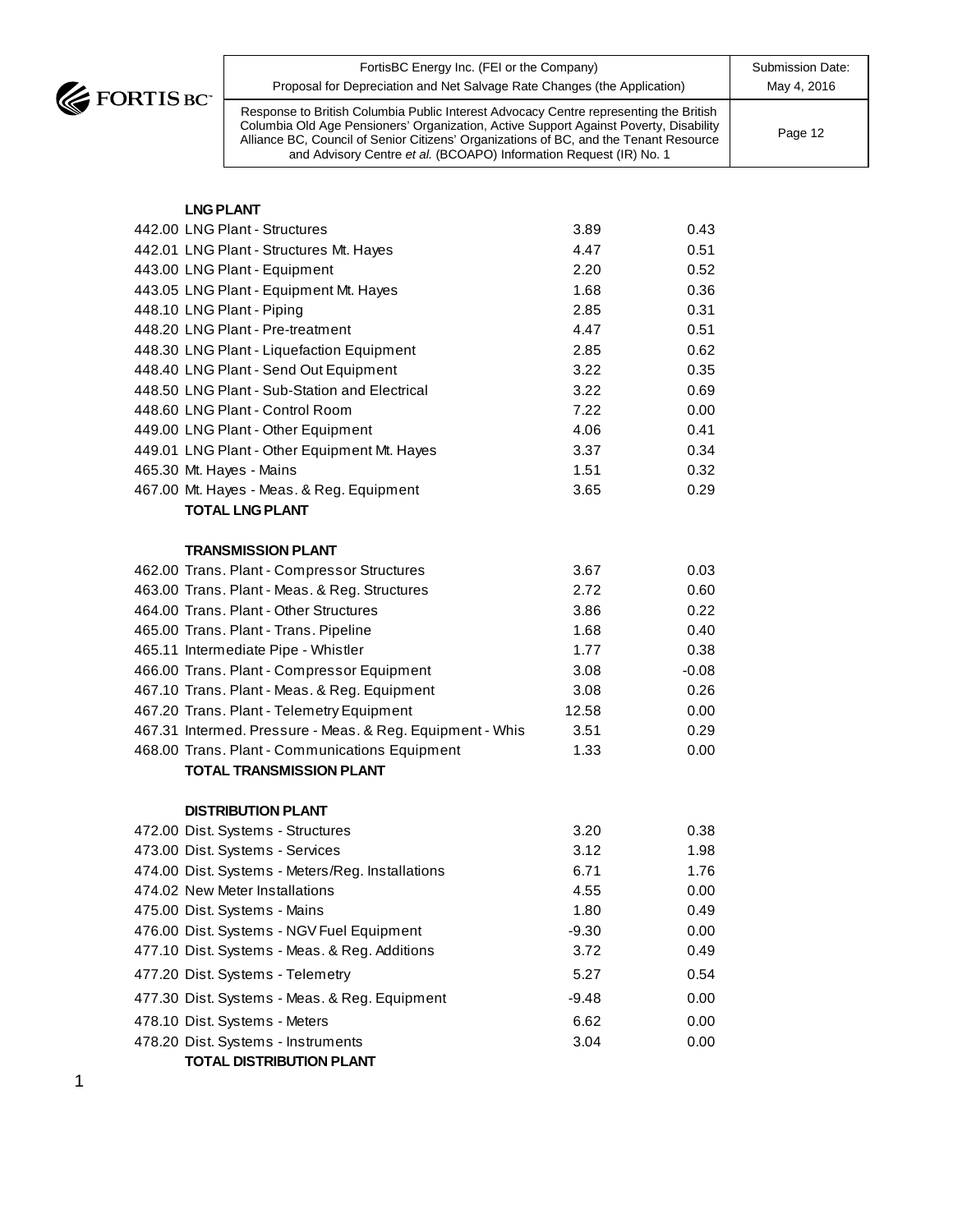| | | | |
|---|---|---|---|
| | **LNG PLANT** | | |
| 442.00 | LNG Plant - Structures | 3.89 | 0.43 |
| 442.01 | LNG Plant - Structures Mt. Hayes | 4.47 | 0.51 |
| 443.00 | LNG Plant - Equipment | 2.20 | 0.52 |
| 443.05 | LNG Plant - Equipment Mt. Hayes | 1.68 | 0.36 |
| 448.10 | LNG Plant - Piping | 2.85 | 0.31 |
| 448.20 | LNG Plant - Pre-treatment | 4.47 | 0.51 |
| 448.30 | LNG Plant - Liquefaction Equipment | 2.85 | 0.62 |
| 448.40 | LNG Plant - Send Out Equipment | 3.22 | 0.35 |
| 448.50 | LNG Plant - Sub-Station and Electrical | 3.22 | 0.69 |
| 448.60 | LNG Plant - Control Room | 7.22 | 0.00 |
| 449.00 | LNG Plant - Other Equipment | 4.06 | 0.41 |
| 449.01 | LNG Plant - Other Equipment Mt. Hayes | 3.37 | 0.34 |
| 465.30 | Mt. Hayes - Mains | 1.51 | 0.32 |
| 467.00 | Mt. Hayes - Meas. & Reg. Equipment | 3.65 | 0.29 |
| | **TOTAL LNG PLANT** | | |
| | | | |
| | **TRANSMISSION PLANT** | | |
| 462.00 | Trans. Plant - Compressor Structures | 3.67 | 0.03 |
| 463.00 | Trans. Plant - Meas. & Reg. Structures | 2.72 | 0.60 |
| 464.00 | Trans. Plant - Other Structures | 3.86 | 0.22 |
| 465.00 | Trans. Plant - Trans. Pipeline | 1.68 | 0.40 |
| 465.11 | Intermediate Pipe - Whistler | 1.77 | 0.38 |
| 466.00 | Trans. Plant - Compressor Equipment | 3.08 | -0.08 |
| 467.10 | Trans. Plant - Meas. & Reg. Equipment | 3.08 | 0.26 |
| 467.20 | Trans. Plant - Telemetry Equipment | 12.58 | 0.00 |
| 467.31 | Intermed. Pressure - Meas. & Reg. Equipment - Whis | 3.51 | 0.29 |
| 468.00 | Trans. Plant - Communications Equipment | 1.33 | 0.00 |
| | **TOTAL TRANSMISSION PLANT** | | |
| | | | |
| | **DISTRIBUTION PLANT** | | |
| 472.00 | Dist. Systems - Structures | 3.20 | 0.38 |
| 473.00 | Dist. Systems - Services | 3.12 | 1.98 |
| 474.00 | Dist. Systems - Meters/Reg. Installations | 6.71 | 1.76 |
| 474.02 | New Meter Installations | 4.55 | 0.00 |
| 475.00 | Dist. Systems - Mains | 1.80 | 0.49 |
| 476.00 | Dist. Systems - NGV Fuel Equipment | -9.30 | 0.00 |
| 477.10 | Dist. Systems - Meas. & Reg. Additions | 3.72 | 0.49 |
| 477.20 | Dist. Systems - Telemetry | 5.27 | 0.54 |
| 477.30 | Dist. Systems - Meas. & Reg. Equipment | -9.48 | 0.00 |
| 478.10 | Dist. Systems - Meters | 6.62 | 0.00 |
| 478.20 | Dist. Systems - Instruments | 3.04 | 0.00 |
| | **TOTAL DISTRIBUTION PLANT** | | |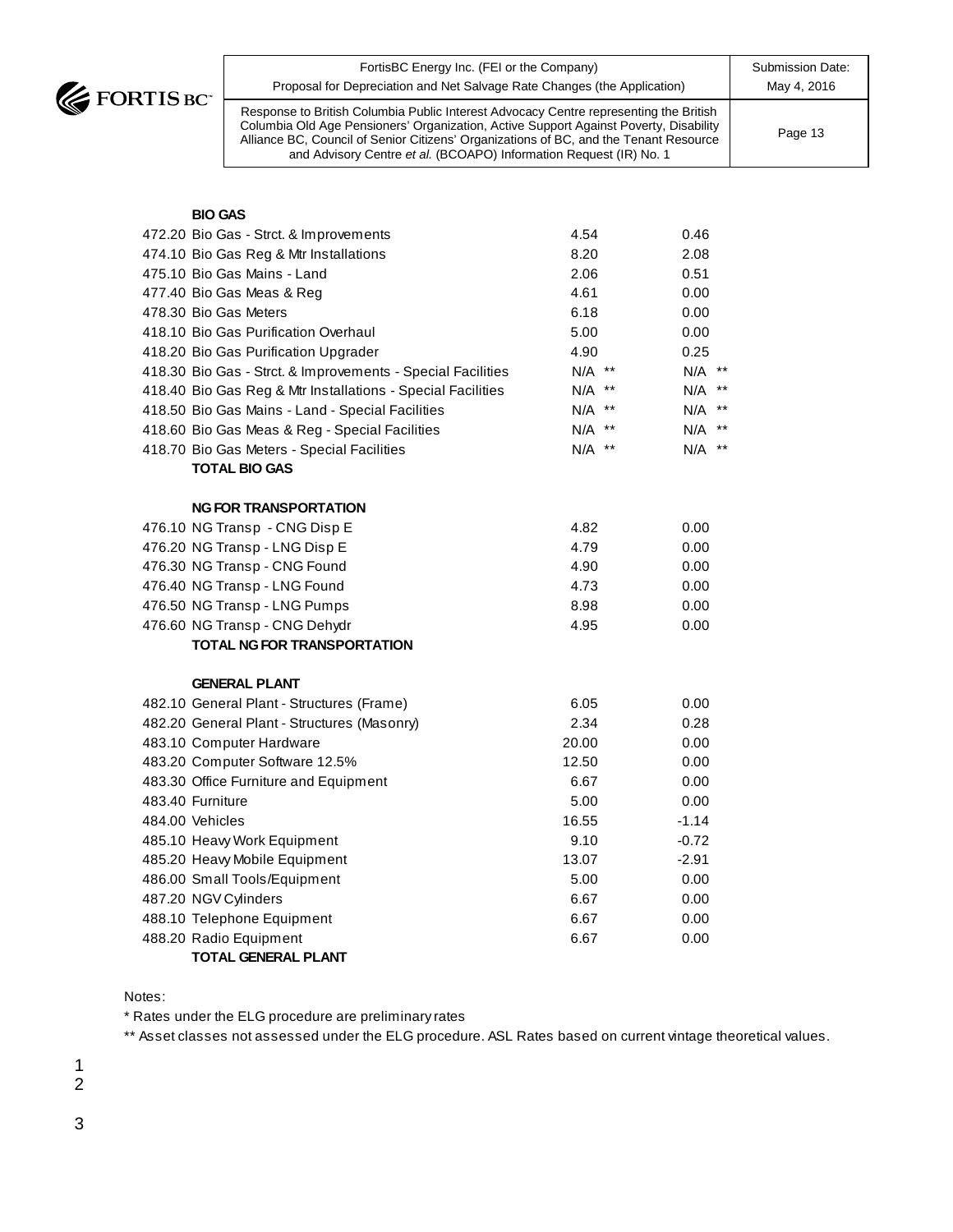| | | |
|---|---|---|
| **BIO GAS** | | |
| 472.20 Bio Gas - Strct. & Improvements | 4.54 | 0.46 |
| 474.10 Bio Gas Reg & Mtr Installations | 8.20 | 2.08 |
| 475.10 Bio Gas Mains - Land | 2.06 | 0.51 |
| 477.40 Bio Gas Meas & Reg | 4.61 | 0.00 |
| 478.30 Bio Gas Meters | 6.18 | 0.00 |
| 418.10 Bio Gas Purification Overhaul | 5.00 | 0.00 |
| 418.20 Bio Gas Purification Upgrader | 4.90 | 0.25 |
| 418.30 Bio Gas - Strct. & Improvements - Special Facilities | N/A ** | N/A ** |
| 418.40 Bio Gas Reg & Mtr Installations - Special Facilities | N/A ** | N/A ** |
| 418.50 Bio Gas Mains - Land - Special Facilities | N/A ** | N/A ** |
| 418.60 Bio Gas Meas & Reg - Special Facilities | N/A ** | N/A ** |
| 418.70 Bio Gas Meters - Special Facilities | N/A ** | N/A ** |
| **TOTAL BIO GAS** | | |
| | | |
| **NG FOR TRANSPORTATION** | | |
| 476.10 NG Transp - CNG Disp E | 4.82 | 0.00 |
| 476.20 NG Transp - LNG Disp E | 4.79 | 0.00 |
| 476.30 NG Transp - CNG Found | 4.90 | 0.00 |
| 476.40 NG Transp - LNG Found | 4.73 | 0.00 |
| 476.50 NG Transp - LNG Pumps | 8.98 | 0.00 |
| 476.60 NG Transp - CNG Dehydr | 4.95 | 0.00 |
| **TOTAL NG FOR TRANSPORTATION** | | |
| | | |
| **GENERAL PLANT** | | |
| 482.10 General Plant - Structures (Frame) | 6.05 | 0.00 |
| 482.20 General Plant - Structures (Masonry) | 2.34 | 0.28 |
| 483.10 Computer Hardware | 20.00 | 0.00 |
| 483.20 Computer Software 12.5% | 12.50 | 0.00 |
| 483.30 Office Furniture and Equipment | 6.67 | 0.00 |
| 483.40 Furniture | 5.00 | 0.00 |
| 484.00 Vehicles | 16.55 | -1.14 |
| 485.10 Heavy Work Equipment | 9.10 | -0.72 |
| 485.20 Heavy Mobile Equipment | 13.07 | -2.91 |
| 486.00 Small Tools/Equipment | 5.00 | 0.00 |
| 487.20 NGV Cylinders | 6.67 | 0.00 |
| 488.10 Telephone Equipment | 6.67 | 0.00 |
| 488.20 Radio Equipment | 6.67 | 0.00 |
| **TOTAL GENERAL PLANT** | | |

Notes:

* Rates under the ELG procedure are preliminary rates

** Asset classes not assessed under the ELG procedure. ASL Rates based on current vintage theoretical values.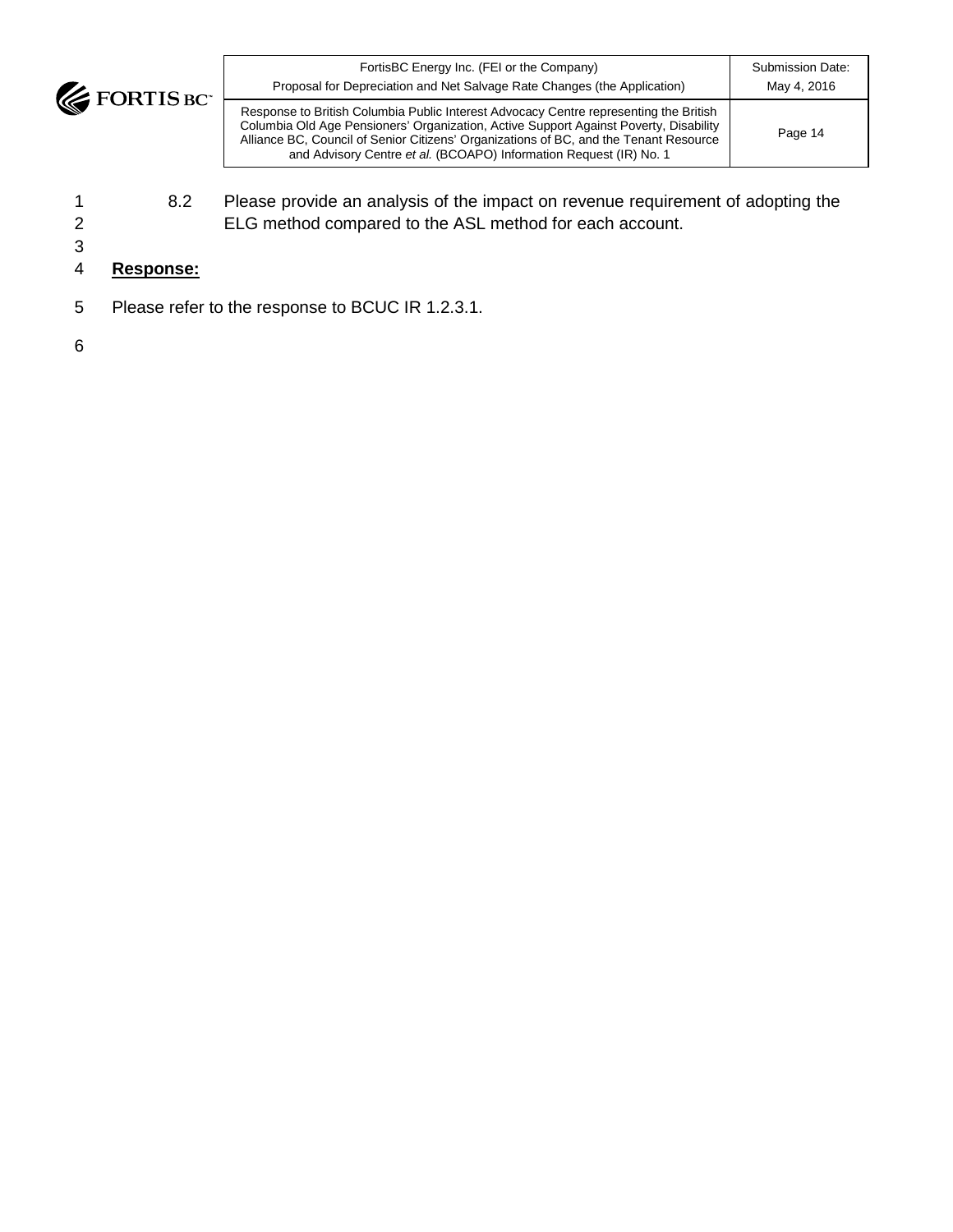8.2 Please provide an analysis of the impact on revenue requirement of adopting the ELG method compared to the ASL method for each account.

**Response:**

Please refer to the response to BCUC IR 1.2.3.1.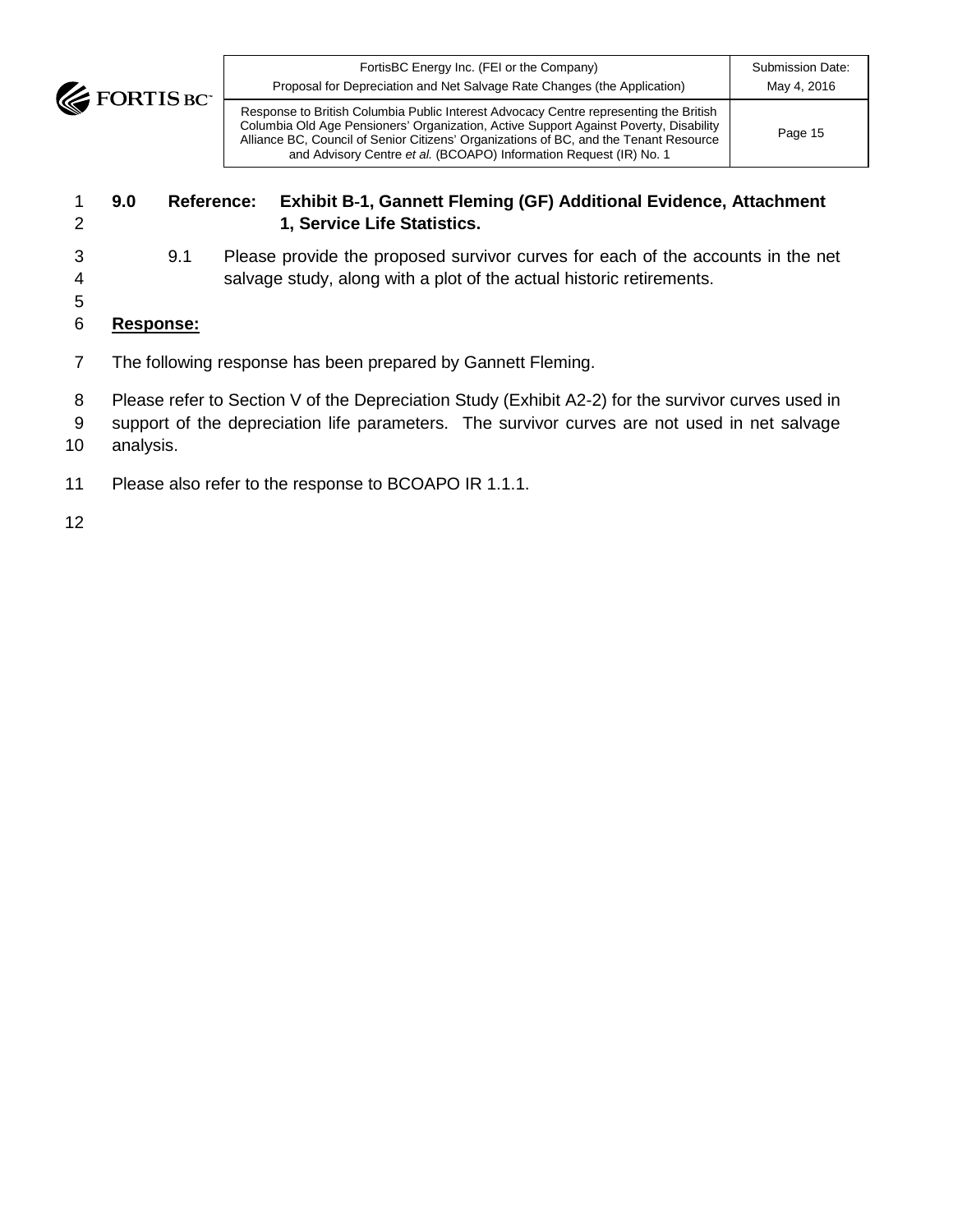**9.0 Reference: Exhibit B-1, Gannett Fleming (GF) Additional Evidence, Attachment 1, Service Life Statistics.**

9.1 Please provide the proposed survivor curves for each of the accounts in the net salvage study, along with a plot of the actual historic retirements.

**Response:**

The following response has been prepared by Gannett Fleming.

Please refer to Section V of the Depreciation Study (Exhibit A2-2) for the survivor curves used in support of the depreciation life parameters. The survivor curves are not used in net salvage analysis.

Please also refer to the response to BCOAPO IR 1.1.1.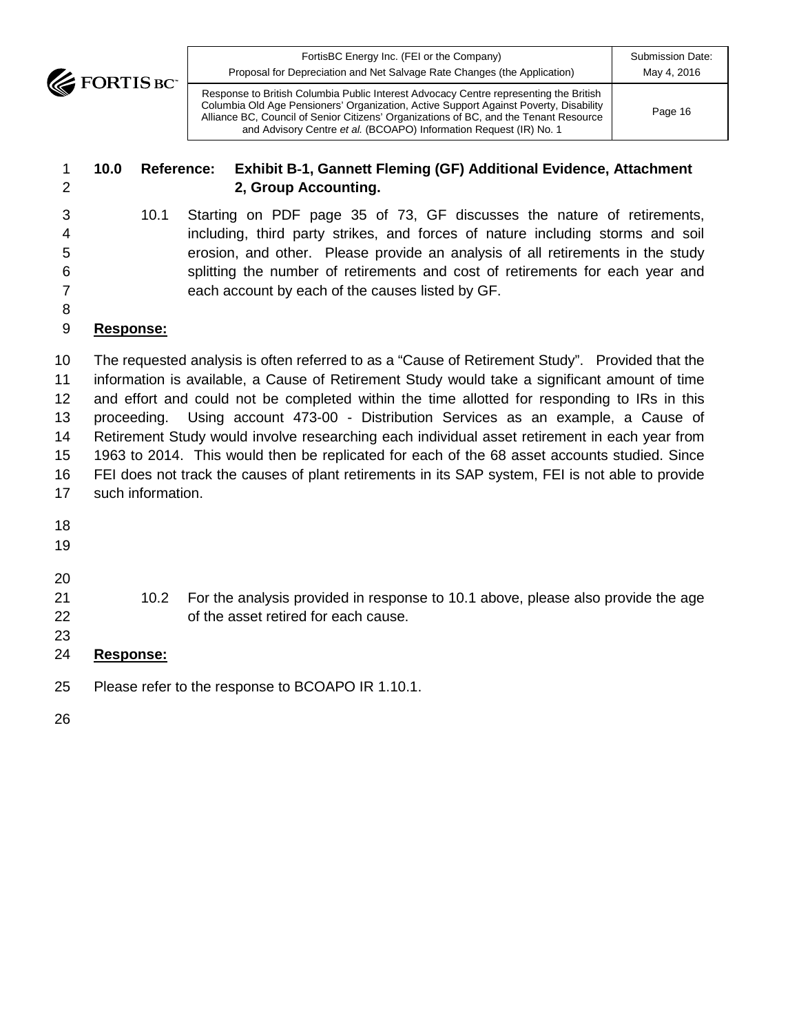**10.0 Reference: Exhibit B-1, Gannett Fleming (GF) Additional Evidence, Attachment 2, Group Accounting.**

10.1 Starting on PDF page 35 of 73, GF discusses the nature of retirements, including, third party strikes, and forces of nature including storms and soil erosion, and other. Please provide an analysis of all retirements in the study splitting the number of retirements and cost of retirements for each year and each account by each of the causes listed by GF.

**Response:**

The requested analysis is often referred to as a "Cause of Retirement Study". Provided that the information is available, a Cause of Retirement Study would take a significant amount of time and effort and could not be completed within the time allotted for responding to IRs in this proceeding. Using account 473-00 - Distribution Services as an example, a Cause of Retirement Study would involve researching each individual asset retirement in each year from 1963 to 2014. This would then be replicated for each of the 68 asset accounts studied. Since FEI does not track the causes of plant retirements in its SAP system, FEI is not able to provide such information.

10.2 For the analysis provided in response to 10.1 above, please also provide the age of the asset retired for each cause.

**Response:**

Please refer to the response to BCOAPO IR 1.10.1.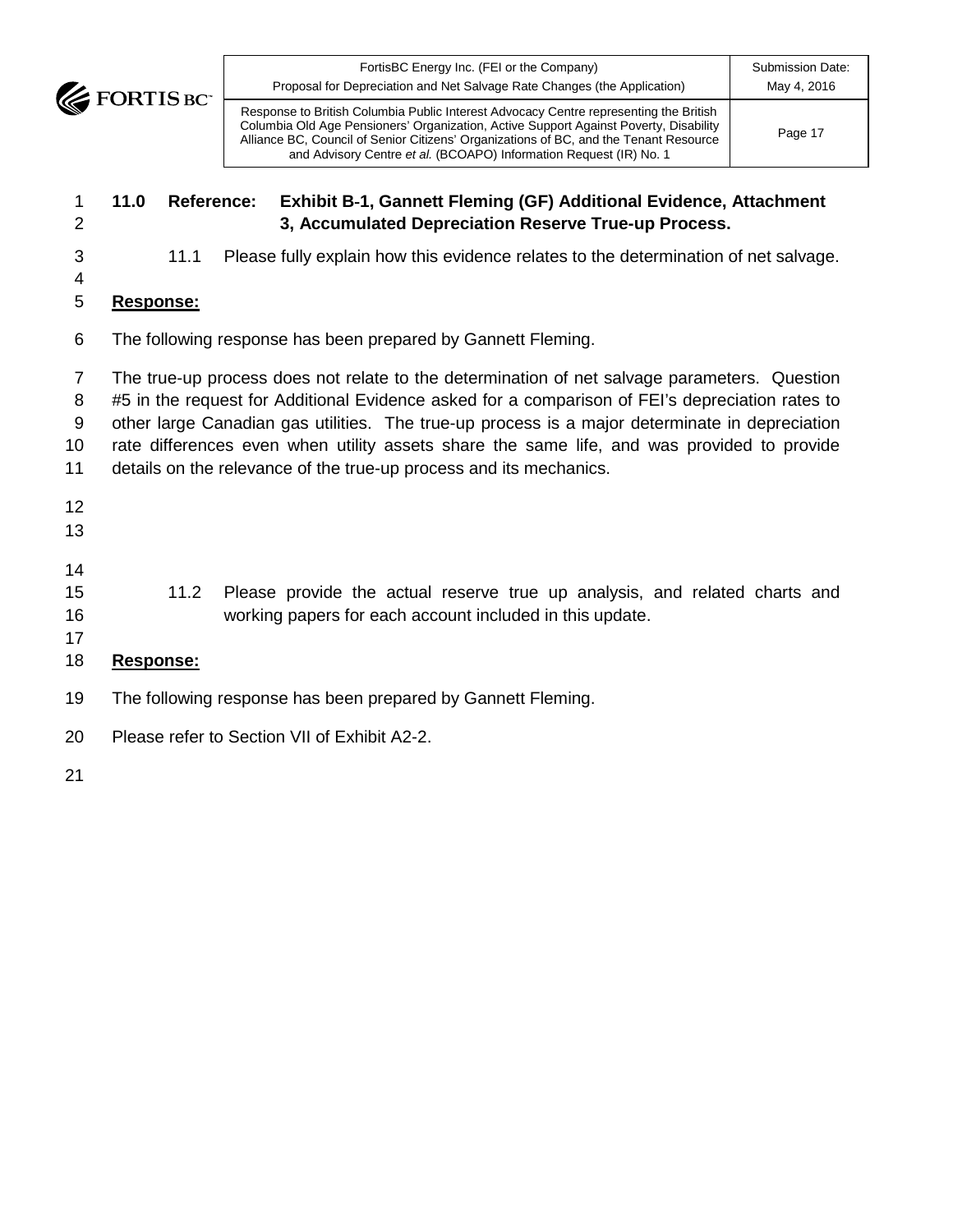**11.0 Reference: Exhibit B-1, Gannett Fleming (GF) Additional Evidence, Attachment 3, Accumulated Depreciation Reserve True-up Process.**

11.1 Please fully explain how this evidence relates to the determination of net salvage.

**Response:**

The following response has been prepared by Gannett Fleming.

The true-up process does not relate to the determination of net salvage parameters. Question #5 in the request for Additional Evidence asked for a comparison of FEI's depreciation rates to other large Canadian gas utilities. The true-up process is a major determinate in depreciation rate differences even when utility assets share the same life, and was provided to provide details on the relevance of the true-up process and its mechanics.

11.2 Please provide the actual reserve true up analysis, and related charts and working papers for each account included in this update.

**Response:**

The following response has been prepared by Gannett Fleming.

Please refer to Section VII of Exhibit A2-2.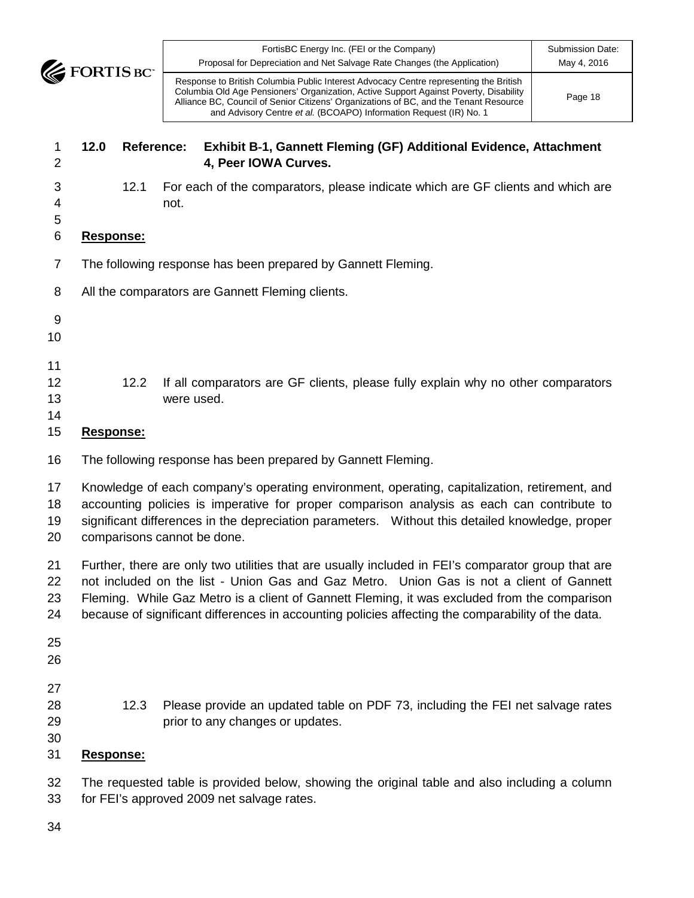**12.0 Reference: Exhibit B-1, Gannett Fleming (GF) Additional Evidence, Attachment 4, Peer IOWA Curves.**

12.1 For each of the comparators, please indicate which are GF clients and which are not.

**Response:**

The following response has been prepared by Gannett Fleming.

All the comparators are Gannett Fleming clients.

12.2 If all comparators are GF clients, please fully explain why no other comparators were used.

**Response:**

The following response has been prepared by Gannett Fleming.

Knowledge of each company's operating environment, operating, capitalization, retirement, and accounting policies is imperative for proper comparison analysis as each can contribute to significant differences in the depreciation parameters. Without this detailed knowledge, proper comparisons cannot be done.

Further, there are only two utilities that are usually included in FEI's comparator group that are not included on the list - Union Gas and Gaz Metro. Union Gas is not a client of Gannett Fleming. While Gaz Metro is a client of Gannett Fleming, it was excluded from the comparison because of significant differences in accounting policies affecting the comparability of the data.

12.3 Please provide an updated table on PDF 73, including the FEI net salvage rates prior to any changes or updates.

**Response:**

The requested table is provided below, showing the original table and also including a column for FEI's approved 2009 net salvage rates.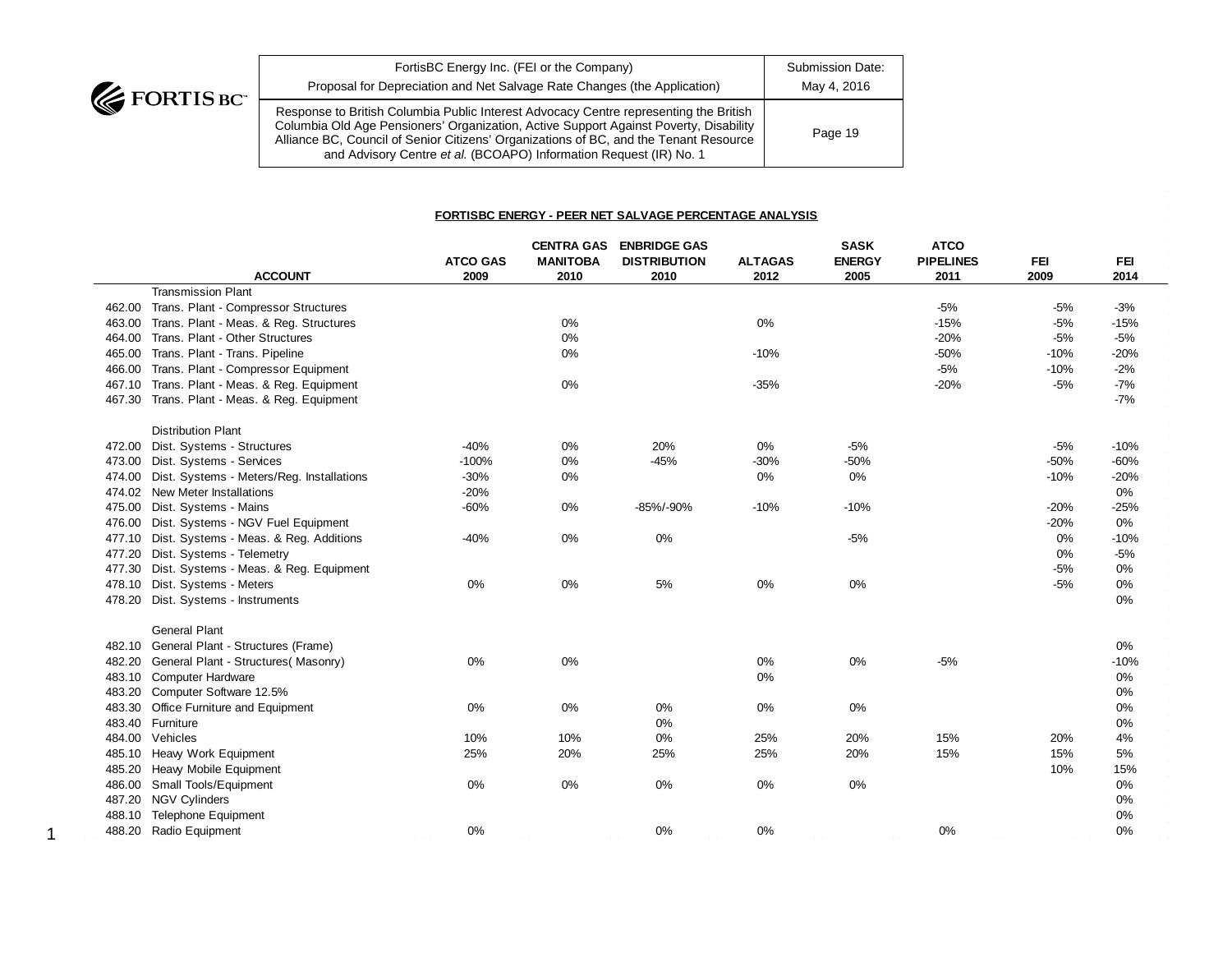**FORTISBC ENERGY - PEER NET SALVAGE PERCENTAGE ANALYSIS**

| | ACCOUNT | ATCO GAS 2009 | CENTRA GAS MANITOBA 2010 | ENBRIDGE GAS DISTRIBUTION 2010 | ALTAGAS 2012 | SASK ENERGY 2005 | ATCO PIPELINES 2011 | FEI 2009 | FEI 2014 |
|---|---|---|---|---|---|---|---|---|---|
| | Transmission Plant | | | | | | | | |
| 462.00 | Trans. Plant - Compressor Structures | | | | | | -5% | -5% | -3% |
| 463.00 | Trans. Plant - Meas. & Reg. Structures | | 0% | | 0% | | -15% | -5% | -15% |
| 464.00 | Trans. Plant - Other Structures | | 0% | | | | -20% | -5% | -5% |
| 465.00 | Trans. Plant - Trans. Pipeline | | 0% | | -10% | | -50% | -10% | -20% |
| 466.00 | Trans. Plant - Compressor Equipment | | | | | | -5% | -10% | -2% |
| 467.10 | Trans. Plant - Meas. & Reg. Equipment | | 0% | | -35% | | -20% | -5% | -7% |
| 467.30 | Trans. Plant - Meas. & Reg. Equipment | | | | | | | | -7% |
| | Distribution Plant | | | | | | | | |
| 472.00 | Dist. Systems - Structures | -40% | 0% | 20% | 0% | -5% | | -5% | -10% |
| 473.00 | Dist. Systems - Services | -100% | 0% | -45% | -30% | -50% | | -50% | -60% |
| 474.00 | Dist. Systems - Meters/Reg. Installations | -30% | 0% | | 0% | 0% | | -10% | -20% |
| 474.02 | New Meter Installations | -20% | | | | | | | 0% |
| 475.00 | Dist. Systems - Mains | -60% | 0% | -85%/-90% | -10% | -10% | | -20% | -25% |
| 476.00 | Dist. Systems - NGV Fuel Equipment | | | | | | | -20% | 0% |
| 477.10 | Dist. Systems - Meas. & Reg. Additions | -40% | 0% | 0% | | -5% | | 0% | -10% |
| 477.20 | Dist. Systems - Telemetry | | | | | | | 0% | -5% |
| 477.30 | Dist. Systems - Meas. & Reg. Equipment | | | | | | | -5% | 0% |
| 478.10 | Dist. Systems - Meters | 0% | 0% | 5% | 0% | 0% | | -5% | 0% |
| 478.20 | Dist. Systems - Instruments | | | | | | | | 0% |
| | General Plant | | | | | | | | |
| 482.10 | General Plant - Structures (Frame) | | | | | | | | 0% |
| 482.20 | General Plant - Structures( Masonry) | 0% | 0% | | 0% | 0% | -5% | | -10% |
| 483.10 | Computer Hardware | | | | 0% | | | | 0% |
| 483.20 | Computer Software 12.5% | | | | | | | | 0% |
| 483.30 | Office Furniture and Equipment | 0% | 0% | 0% | 0% | 0% | | | 0% |
| 483.40 | Furniture | | | 0% | | | | | 0% |
| 484.00 | Vehicles | 10% | 10% | 0% | 25% | 20% | 15% | 20% | 4% |
| 485.10 | Heavy Work Equipment | 25% | 20% | 25% | 25% | 20% | 15% | 15% | 5% |
| 485.20 | Heavy Mobile Equipment | | | | | | | 10% | 15% |
| 486.00 | Small Tools/Equipment | 0% | 0% | 0% | 0% | 0% | | | 0% |
| 487.20 | NGV Cylinders | | | | | | | | 0% |
| 488.10 | Telephone Equipment | | | | | | | | 0% |
| 488.20 | Radio Equipment | 0% | | 0% | 0% | | 0% | | 0% |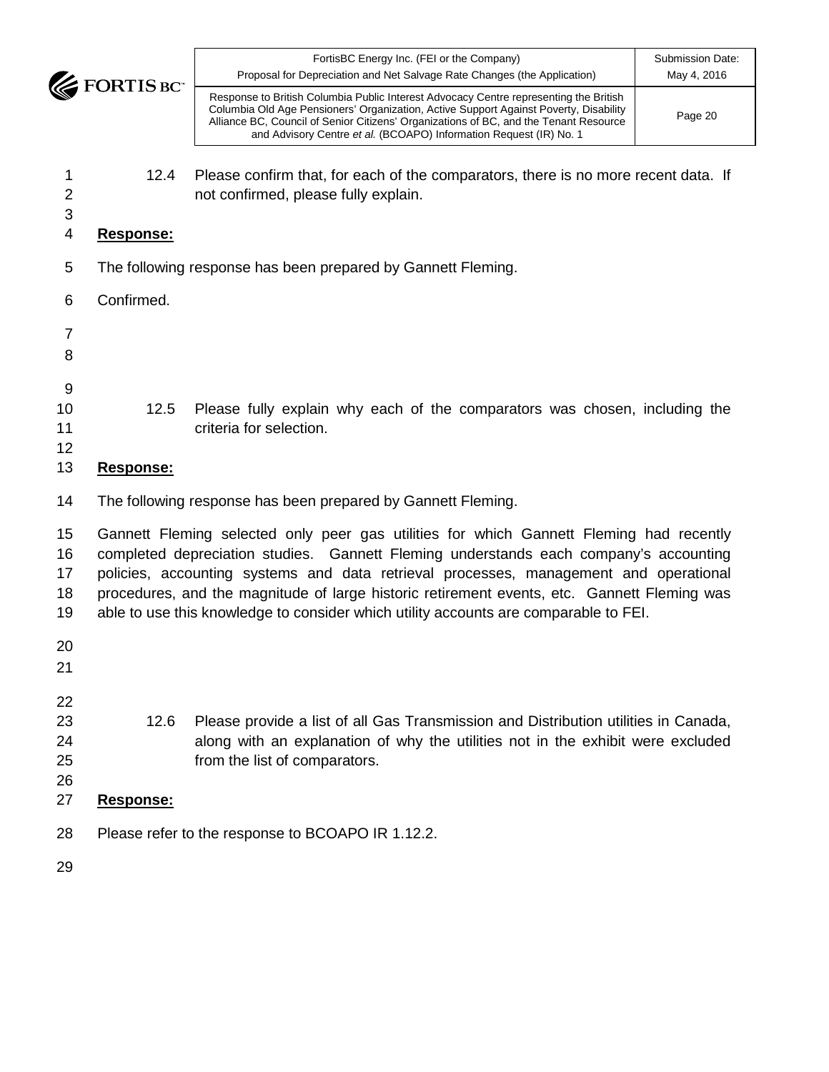12.4 Please confirm that, for each of the comparators, there is no more recent data. If not confirmed, please fully explain.

**Response:**

The following response has been prepared by Gannett Fleming.

Confirmed.

12.5 Please fully explain why each of the comparators was chosen, including the criteria for selection.

**Response:**

The following response has been prepared by Gannett Fleming.

Gannett Fleming selected only peer gas utilities for which Gannett Fleming had recently completed depreciation studies. Gannett Fleming understands each company's accounting policies, accounting systems and data retrieval processes, management and operational procedures, and the magnitude of large historic retirement events, etc. Gannett Fleming was able to use this knowledge to consider which utility accounts are comparable to FEI.

12.6 Please provide a list of all Gas Transmission and Distribution utilities in Canada, along with an explanation of why the utilities not in the exhibit were excluded from the list of comparators.

**Response:**

Please refer to the response to BCOAPO IR 1.12.2.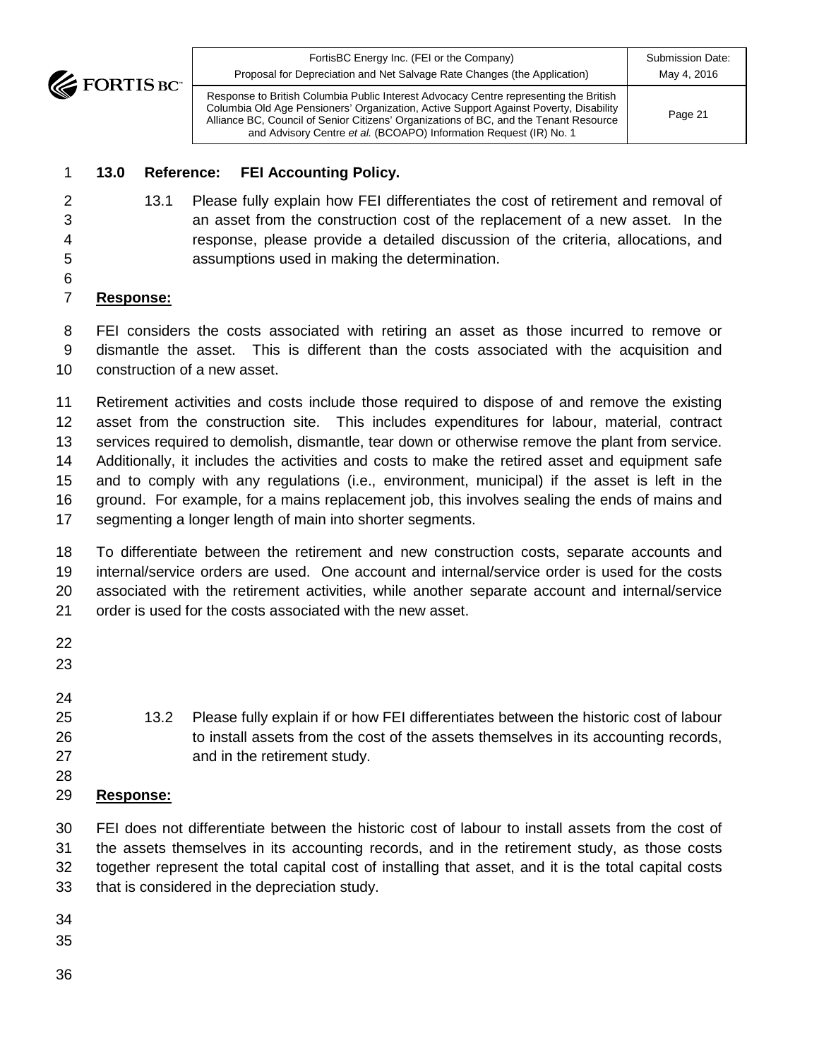**13.0 Reference: FEI Accounting Policy.**

13.1 Please fully explain how FEI differentiates the cost of retirement and removal of an asset from the construction cost of the replacement of a new asset. In the response, please provide a detailed discussion of the criteria, allocations, and assumptions used in making the determination.

**Response:**

FEI considers the costs associated with retiring an asset as those incurred to remove or dismantle the asset. This is different than the costs associated with the acquisition and construction of a new asset.

Retirement activities and costs include those required to dispose of and remove the existing asset from the construction site. This includes expenditures for labour, material, contract services required to demolish, dismantle, tear down or otherwise remove the plant from service. Additionally, it includes the activities and costs to make the retired asset and equipment safe and to comply with any regulations (i.e., environment, municipal) if the asset is left in the ground. For example, for a mains replacement job, this involves sealing the ends of mains and segmenting a longer length of main into shorter segments.

To differentiate between the retirement and new construction costs, separate accounts and internal/service orders are used. One account and internal/service order is used for the costs associated with the retirement activities, while another separate account and internal/service order is used for the costs associated with the new asset.

13.2 Please fully explain if or how FEI differentiates between the historic cost of labour to install assets from the cost of the assets themselves in its accounting records, and in the retirement study.

**Response:**

FEI does not differentiate between the historic cost of labour to install assets from the cost of the assets themselves in its accounting records, and in the retirement study, as those costs together represent the total capital cost of installing that asset, and it is the total capital costs that is considered in the depreciation study.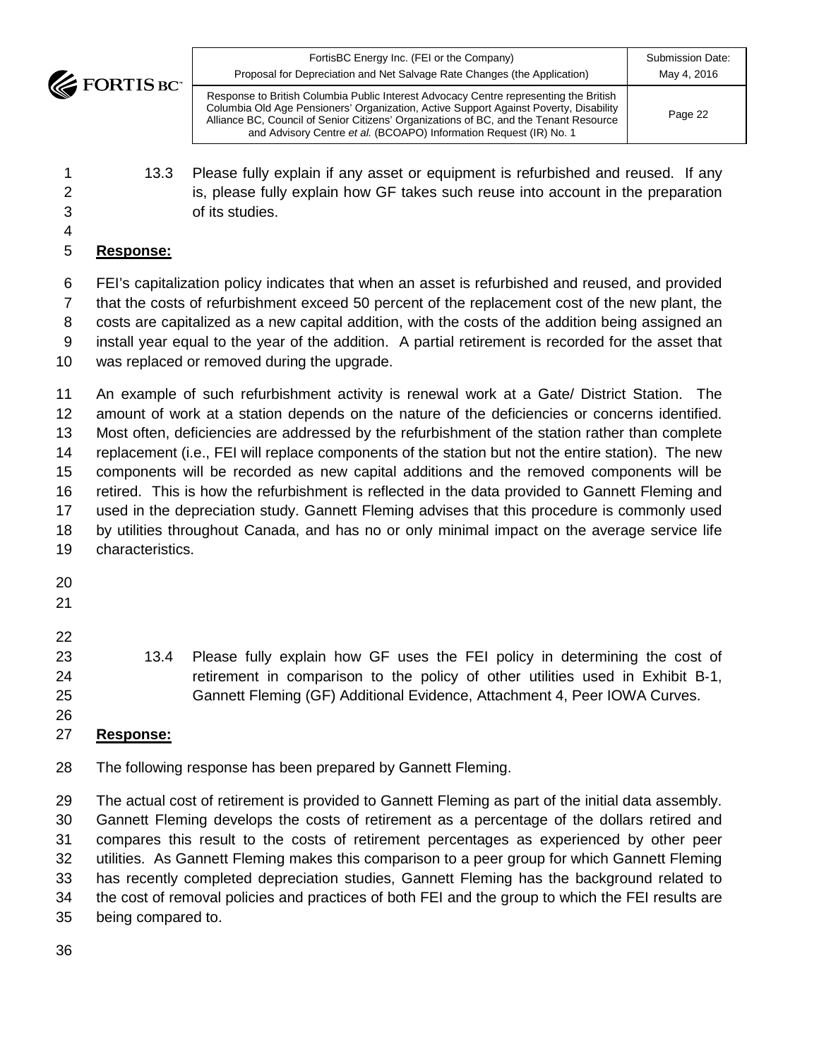13.3 Please fully explain if any asset or equipment is refurbished and reused. If any is, please fully explain how GF takes such reuse into account in the preparation of its studies.

**Response:**

FEI's capitalization policy indicates that when an asset is refurbished and reused, and provided that the costs of refurbishment exceed 50 percent of the replacement cost of the new plant, the costs are capitalized as a new capital addition, with the costs of the addition being assigned an install year equal to the year of the addition. A partial retirement is recorded for the asset that was replaced or removed during the upgrade.

An example of such refurbishment activity is renewal work at a Gate/ District Station. The amount of work at a station depends on the nature of the deficiencies or concerns identified. Most often, deficiencies are addressed by the refurbishment of the station rather than complete replacement (i.e., FEI will replace components of the station but not the entire station). The new components will be recorded as new capital additions and the removed components will be retired. This is how the refurbishment is reflected in the data provided to Gannett Fleming and used in the depreciation study. Gannett Fleming advises that this procedure is commonly used by utilities throughout Canada, and has no or only minimal impact on the average service life characteristics.

13.4 Please fully explain how GF uses the FEI policy in determining the cost of retirement in comparison to the policy of other utilities used in Exhibit B-1, Gannett Fleming (GF) Additional Evidence, Attachment 4, Peer IOWA Curves.

**Response:**

The following response has been prepared by Gannett Fleming.

The actual cost of retirement is provided to Gannett Fleming as part of the initial data assembly. Gannett Fleming develops the costs of retirement as a percentage of the dollars retired and compares this result to the costs of retirement percentages as experienced by other peer utilities. As Gannett Fleming makes this comparison to a peer group for which Gannett Fleming has recently completed depreciation studies, Gannett Fleming has the background related to the cost of removal policies and practices of both FEI and the group to which the FEI results are being compared to.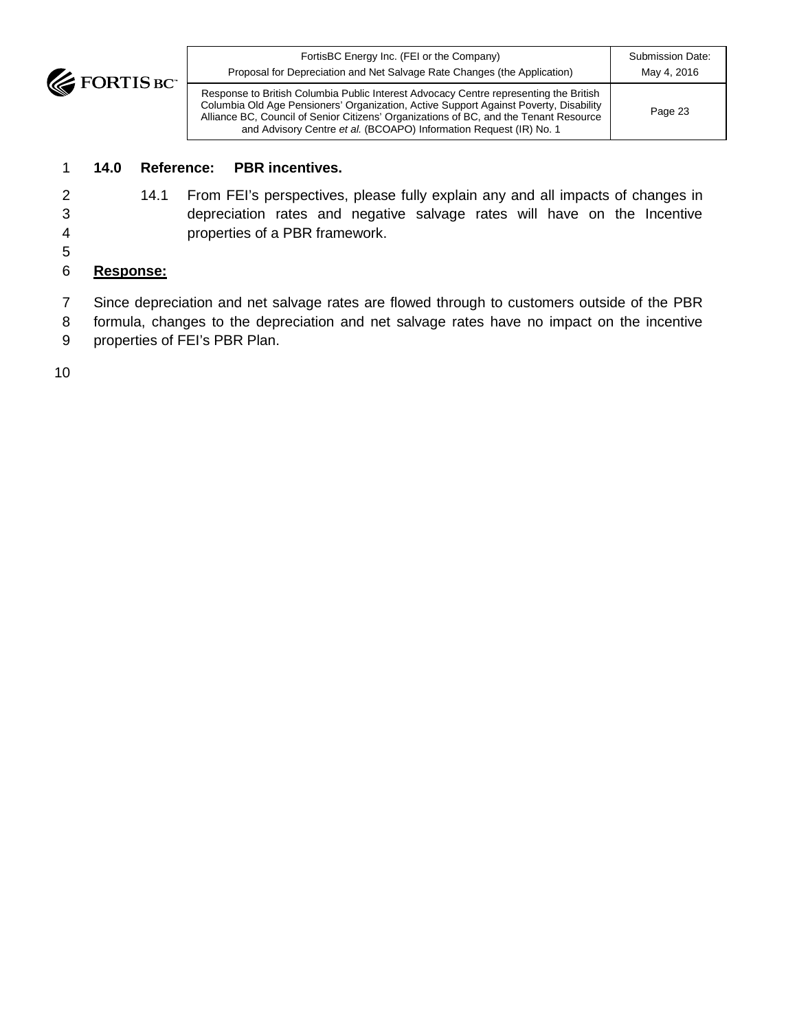**14.0 Reference: PBR incentives.**

14.1 From FEI's perspectives, please fully explain any and all impacts of changes in depreciation rates and negative salvage rates will have on the Incentive properties of a PBR framework.

**Response:**

Since depreciation and net salvage rates are flowed through to customers outside of the PBR formula, changes to the depreciation and net salvage rates have no impact on the incentive properties of FEI's PBR Plan.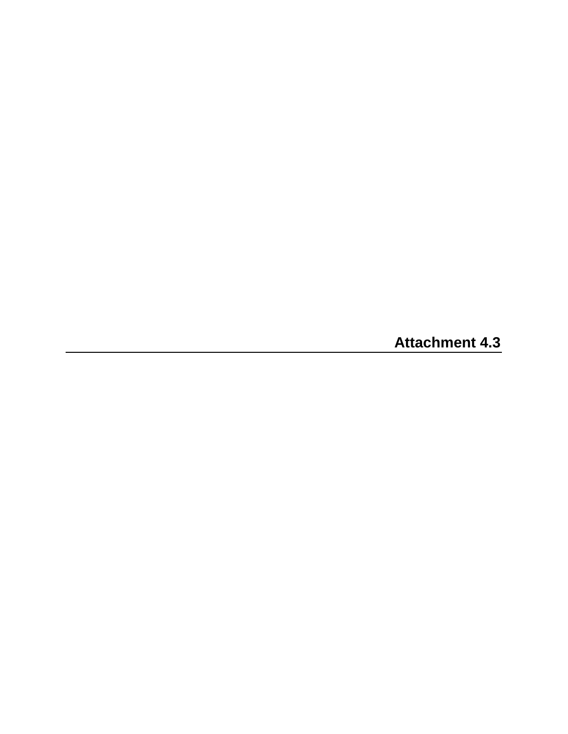# Attachment 4.3

---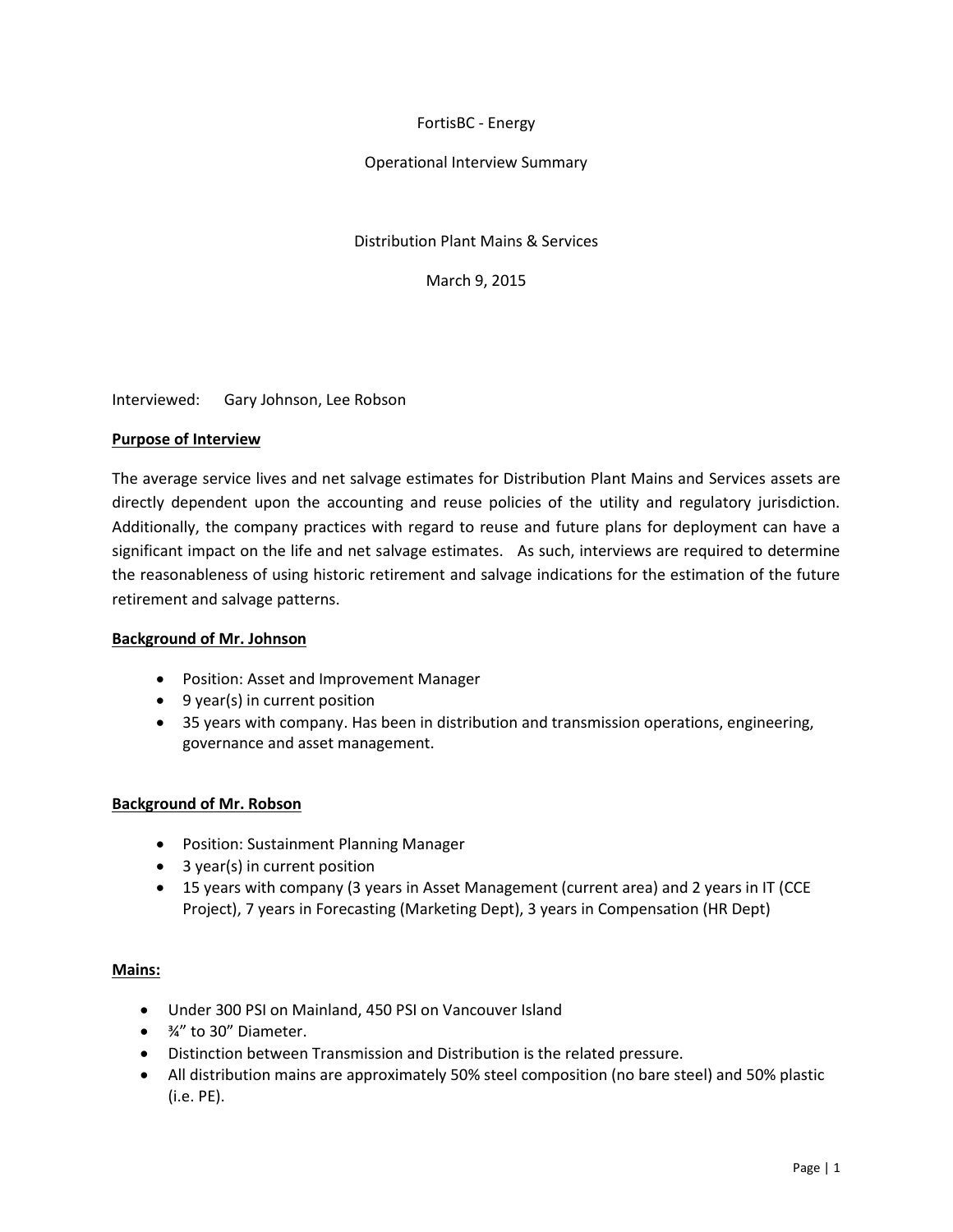FortisBC - Energy

Operational Interview Summary

Distribution Plant Mains & Services

March 9, 2015

Interviewed: Gary Johnson, Lee Robson

**Purpose of Interview**

The average service lives and net salvage estimates for Distribution Plant Mains and Services assets are directly dependent upon the accounting and reuse policies of the utility and regulatory jurisdiction. Additionally, the company practices with regard to reuse and future plans for deployment can have a significant impact on the life and net salvage estimates. As such, interviews are required to determine the reasonableness of using historic retirement and salvage indications for the estimation of the future retirement and salvage patterns.

**Background of Mr. Johnson**

- Position: Asset and Improvement Manager
- 9 year(s) in current position
- 35 years with company. Has been in distribution and transmission operations, engineering, governance and asset management.

**Background of Mr. Robson**

- Position: Sustainment Planning Manager
- 3 year(s) in current position
- 15 years with company (3 years in Asset Management (current area) and 2 years in IT (CCE Project), 7 years in Forecasting (Marketing Dept), 3 years in Compensation (HR Dept)

**Mains:**

- Under 300 PSI on Mainland, 450 PSI on Vancouver Island
- ¾" to 30" Diameter.
- Distinction between Transmission and Distribution is the related pressure.
- All distribution mains are approximately 50% steel composition (no bare steel) and 50% plastic (i.e. PE).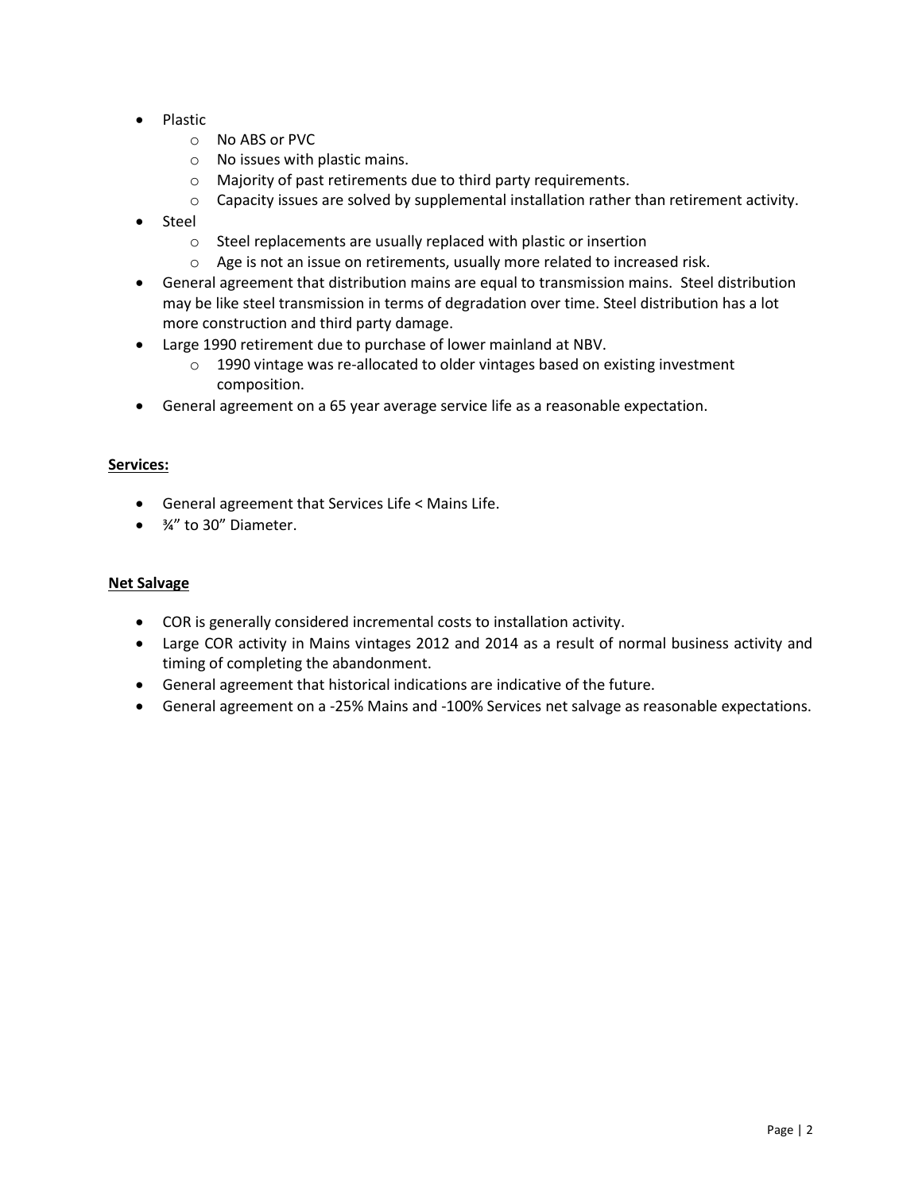- Plastic
  - No ABS or PVC
  - No issues with plastic mains.
  - Majority of past retirements due to third party requirements.
  - Capacity issues are solved by supplemental installation rather than retirement activity.
- Steel
  - Steel replacements are usually replaced with plastic or insertion
  - Age is not an issue on retirements, usually more related to increased risk.
- General agreement that distribution mains are equal to transmission mains. Steel distribution may be like steel transmission in terms of degradation over time. Steel distribution has a lot more construction and third party damage.
- Large 1990 retirement due to purchase of lower mainland at NBV.
  - 1990 vintage was re-allocated to older vintages based on existing investment composition.
- General agreement on a 65 year average service life as a reasonable expectation.

**<u>Services:</u>**

- General agreement that Services Life < Mains Life.
- ¾" to 30" Diameter.

**<u>Net Salvage</u>**

- COR is generally considered incremental costs to installation activity.
- Large COR activity in Mains vintages 2012 and 2014 as a result of normal business activity and timing of completing the abandonment.
- General agreement that historical indications are indicative of the future.
- General agreement on a -25% Mains and -100% Services net salvage as reasonable expectations.